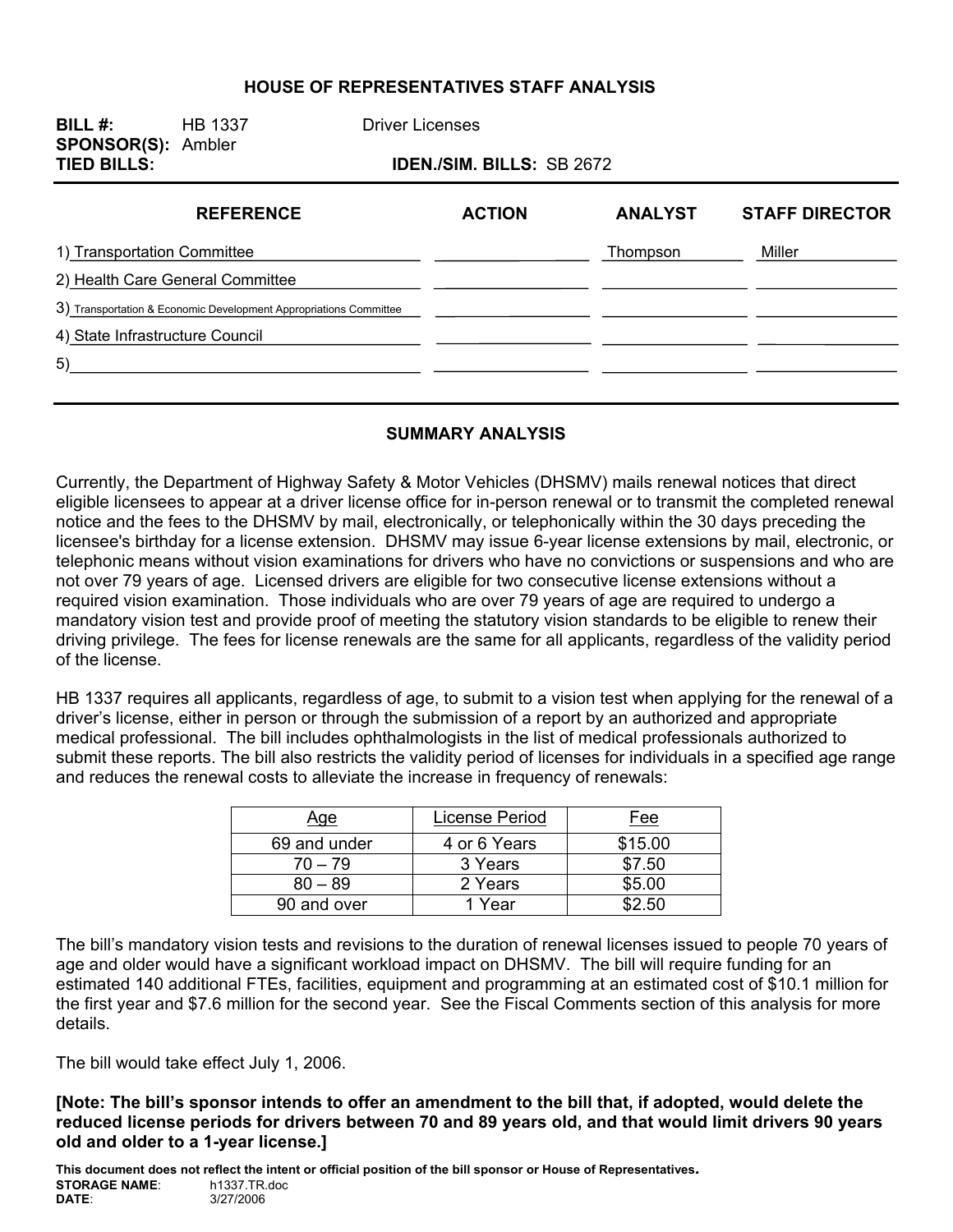# HOUSE OF REPRESENTATIVES STAFF ANALYSIS

**BILL #:** HB 1337 Driver Licenses
**SPONSOR(S):** Ambler
**TIED BILLS:** **IDEN./SIM. BILLS:** SB 2672

| REFERENCE | ACTION | ANALYST | STAFF DIRECTOR |
|---|---|---|---|
| 1) Transportation Committee | | Thompson | Miller |
| 2) Health Care General Committee | | | |
| 3) Transportation & Economic Development Appropriations Committee | | | |
| 4) State Infrastructure Council | | | |
| 5) | | | |

## SUMMARY ANALYSIS

Currently, the Department of Highway Safety & Motor Vehicles (DHSMV) mails renewal notices that direct eligible licensees to appear at a driver license office for in-person renewal or to transmit the completed renewal notice and the fees to the DHSMV by mail, electronically, or telephonically within the 30 days preceding the licensee's birthday for a license extension. DHSMV may issue 6-year license extensions by mail, electronic, or telephonic means without vision examinations for drivers who have no convictions or suspensions and who are not over 79 years of age. Licensed drivers are eligible for two consecutive license extensions without a required vision examination. Those individuals who are over 79 years of age are required to undergo a mandatory vision test and provide proof of meeting the statutory vision standards to be eligible to renew their driving privilege. The fees for license renewals are the same for all applicants, regardless of the validity period of the license.

HB 1337 requires all applicants, regardless of age, to submit to a vision test when applying for the renewal of a driver's license, either in person or through the submission of a report by an authorized and appropriate medical professional. The bill includes ophthalmologists in the list of medical professionals authorized to submit these reports. The bill also restricts the validity period of licenses for individuals in a specified age range and reduces the renewal costs to alleviate the increase in frequency of renewals:

| Age | License Period | Fee |
|---|---|---|
| 69 and under | 4 or 6 Years | $15.00 |
| 70 – 79 | 3 Years | $7.50 |
| 80 – 89 | 2 Years | $5.00 |
| 90 and over | 1 Year | $2.50 |

The bill's mandatory vision tests and revisions to the duration of renewal licenses issued to people 70 years of age and older would have a significant workload impact on DHSMV. The bill will require funding for an estimated 140 additional FTEs, facilities, equipment and programming at an estimated cost of $10.1 million for the first year and $7.6 million for the second year. See the Fiscal Comments section of this analysis for more details.

The bill would take effect July 1, 2006.

**[Note: The bill's sponsor intends to offer an amendment to the bill that, if adopted, would delete the reduced license periods for drivers between 70 and 89 years old, and that would limit drivers 90 years old and older to a 1-year license.]**

**This document does not reflect the intent or official position of the bill sponsor or House of Representatives.**
**STORAGE NAME:** h1337.TR.doc
**DATE:** 3/27/2006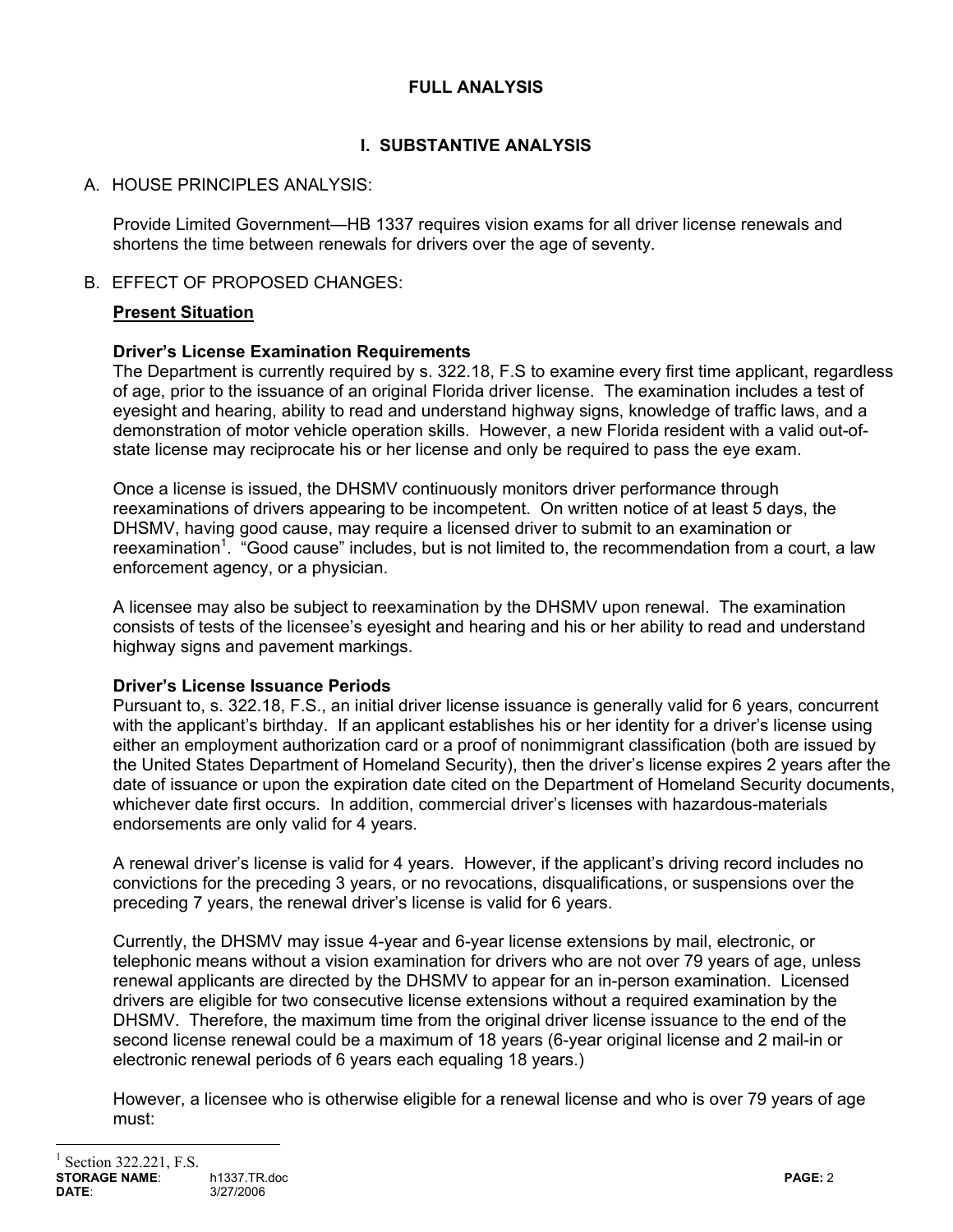## FULL ANALYSIS

### I. SUBSTANTIVE ANALYSIS

A. HOUSE PRINCIPLES ANALYSIS:

Provide Limited Government—HB 1337 requires vision exams for all driver license renewals and shortens the time between renewals for drivers over the age of seventy.

B. EFFECT OF PROPOSED CHANGES:

**Present Situation**

**Driver's License Examination Requirements**
The Department is currently required by s. 322.18, F.S to examine every first time applicant, regardless of age, prior to the issuance of an original Florida driver license. The examination includes a test of eyesight and hearing, ability to read and understand highway signs, knowledge of traffic laws, and a demonstration of motor vehicle operation skills. However, a new Florida resident with a valid out-of-state license may reciprocate his or her license and only be required to pass the eye exam.

Once a license is issued, the DHSMV continuously monitors driver performance through reexaminations of drivers appearing to be incompetent. On written notice of at least 5 days, the DHSMV, having good cause, may require a licensed driver to submit to an examination or reexamination[1]. "Good cause" includes, but is not limited to, the recommendation from a court, a law enforcement agency, or a physician.

A licensee may also be subject to reexamination by the DHSMV upon renewal. The examination consists of tests of the licensee's eyesight and hearing and his or her ability to read and understand highway signs and pavement markings.

**Driver's License Issuance Periods**
Pursuant to, s. 322.18, F.S., an initial driver license issuance is generally valid for 6 years, concurrent with the applicant's birthday. If an applicant establishes his or her identity for a driver's license using either an employment authorization card or a proof of nonimmigrant classification (both are issued by the United States Department of Homeland Security), then the driver's license expires 2 years after the date of issuance or upon the expiration date cited on the Department of Homeland Security documents, whichever date first occurs. In addition, commercial driver's licenses with hazardous-materials endorsements are only valid for 4 years.

A renewal driver's license is valid for 4 years. However, if the applicant's driving record includes no convictions for the preceding 3 years, or no revocations, disqualifications, or suspensions over the preceding 7 years, the renewal driver's license is valid for 6 years.

Currently, the DHSMV may issue 4-year and 6-year license extensions by mail, electronic, or telephonic means without a vision examination for drivers who are not over 79 years of age, unless renewal applicants are directed by the DHSMV to appear for an in-person examination. Licensed drivers are eligible for two consecutive license extensions without a required examination by the DHSMV. Therefore, the maximum time from the original driver license issuance to the end of the second license renewal could be a maximum of 18 years (6-year original license and 2 mail-in or electronic renewal periods of 6 years each equaling 18 years.)

However, a licensee who is otherwise eligible for a renewal license and who is over 79 years of age must:

---

[1] Section 322.221, F.S.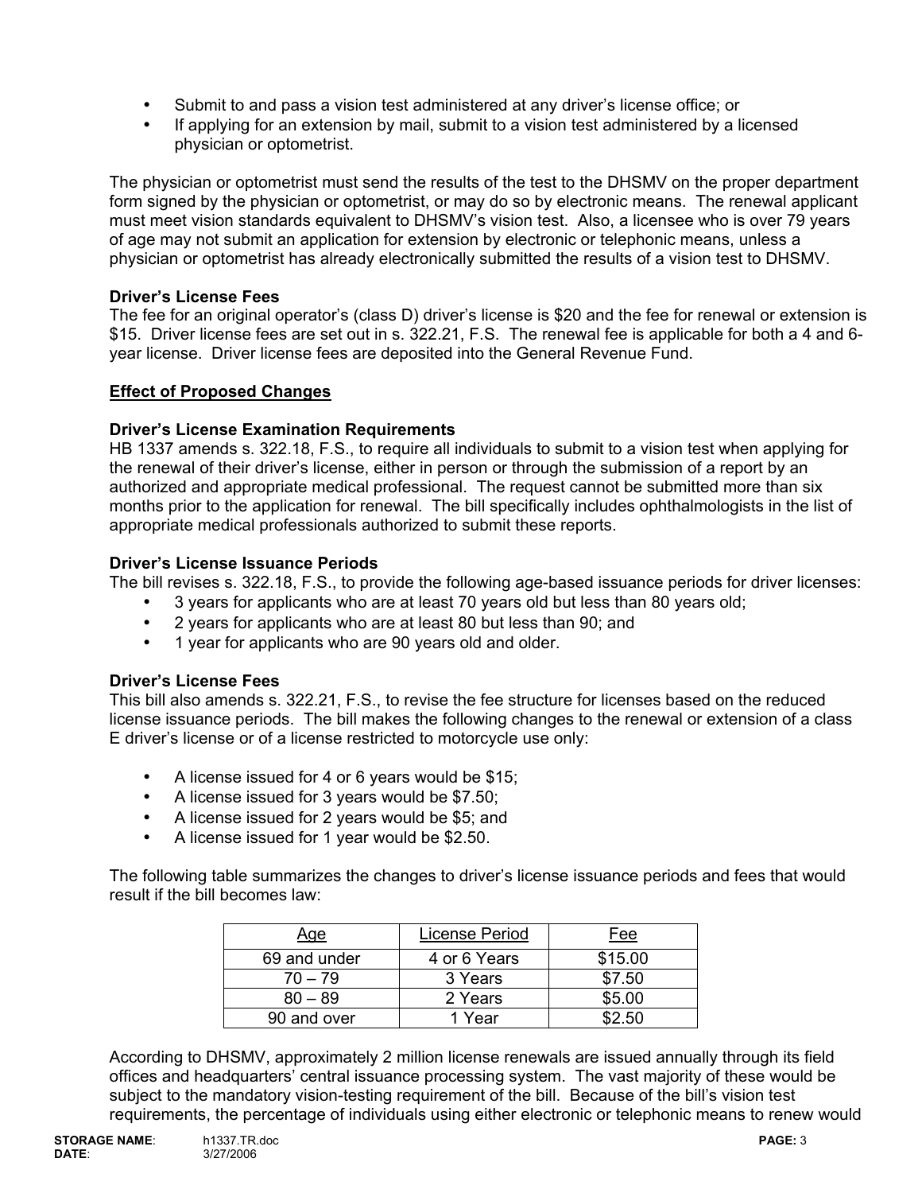- Submit to and pass a vision test administered at any driver's license office; or
- If applying for an extension by mail, submit to a vision test administered by a licensed physician or optometrist.

The physician or optometrist must send the results of the test to the DHSMV on the proper department form signed by the physician or optometrist, or may do so by electronic means. The renewal applicant must meet vision standards equivalent to DHSMV's vision test. Also, a licensee who is over 79 years of age may not submit an application for extension by electronic or telephonic means, unless a physician or optometrist has already electronically submitted the results of a vision test to DHSMV.

**Driver's License Fees**
The fee for an original operator's (class D) driver's license is $20 and the fee for renewal or extension is $15. Driver license fees are set out in s. 322.21, F.S. The renewal fee is applicable for both a 4 and 6-year license. Driver license fees are deposited into the General Revenue Fund.

**Effect of Proposed Changes**

**Driver's License Examination Requirements**
HB 1337 amends s. 322.18, F.S., to require all individuals to submit to a vision test when applying for the renewal of their driver's license, either in person or through the submission of a report by an authorized and appropriate medical professional. The request cannot be submitted more than six months prior to the application for renewal. The bill specifically includes ophthalmologists in the list of appropriate medical professionals authorized to submit these reports.

**Driver's License Issuance Periods**
The bill revises s. 322.18, F.S., to provide the following age-based issuance periods for driver licenses:

- 3 years for applicants who are at least 70 years old but less than 80 years old;
- 2 years for applicants who are at least 80 but less than 90; and
- 1 year for applicants who are 90 years old and older.

**Driver's License Fees**
This bill also amends s. 322.21, F.S., to revise the fee structure for licenses based on the reduced license issuance periods. The bill makes the following changes to the renewal or extension of a class E driver's license or of a license restricted to motorcycle use only:

- A license issued for 4 or 6 years would be $15;
- A license issued for 3 years would be $7.50;
- A license issued for 2 years would be $5; and
- A license issued for 1 year would be $2.50.

The following table summarizes the changes to driver's license issuance periods and fees that would result if the bill becomes law:

| Age | License Period | Fee |
|---|---|---|
| 69 and under | 4 or 6 Years | $15.00 |
| 70 – 79 | 3 Years | $7.50 |
| 80 – 89 | 2 Years | $5.00 |
| 90 and over | 1 Year | $2.50 |

According to DHSMV, approximately 2 million license renewals are issued annually through its field offices and headquarters' central issuance processing system. The vast majority of these would be subject to the mandatory vision-testing requirement of the bill. Because of the bill's vision test requirements, the percentage of individuals using either electronic or telephonic means to renew would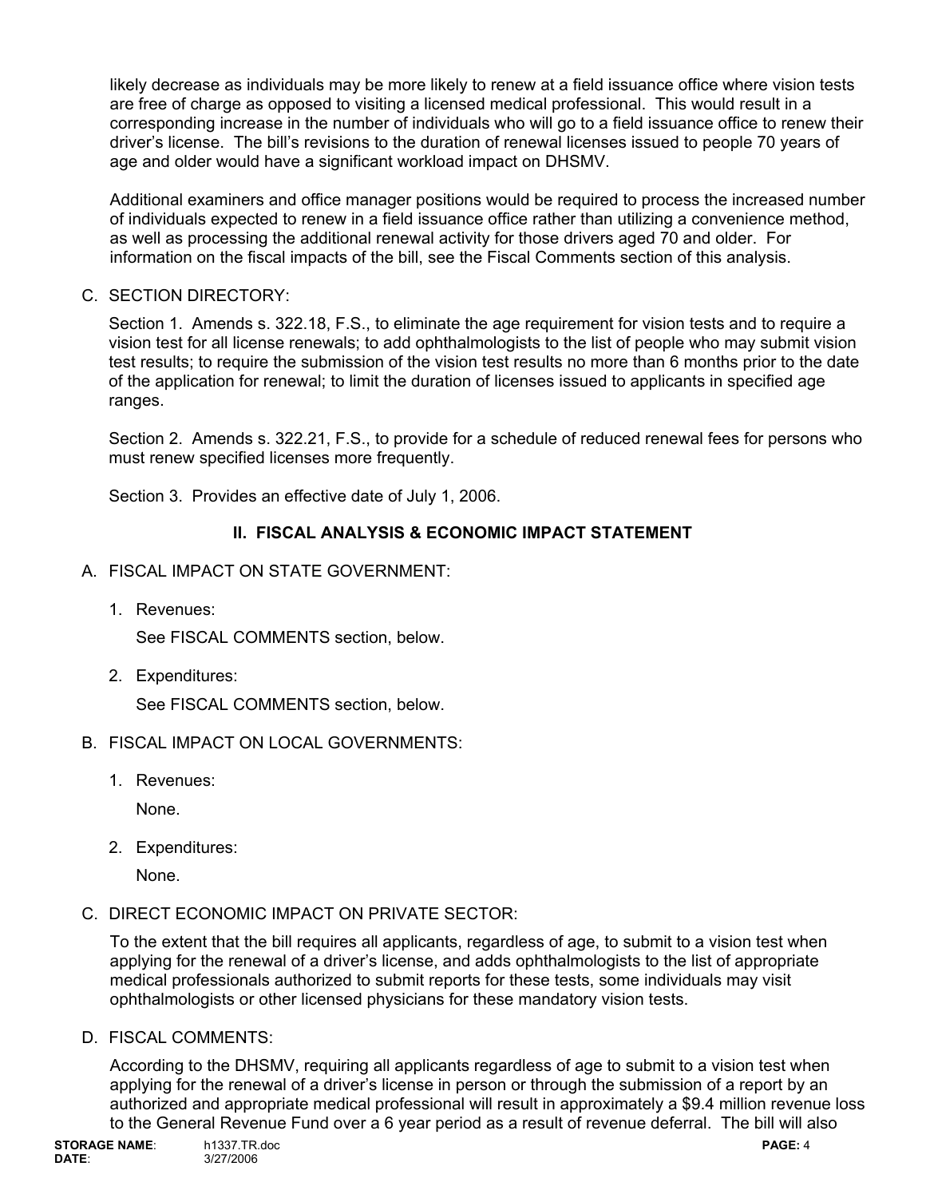likely decrease as individuals may be more likely to renew at a field issuance office where vision tests are free of charge as opposed to visiting a licensed medical professional. This would result in a corresponding increase in the number of individuals who will go to a field issuance office to renew their driver's license. The bill's revisions to the duration of renewal licenses issued to people 70 years of age and older would have a significant workload impact on DHSMV.

Additional examiners and office manager positions would be required to process the increased number of individuals expected to renew in a field issuance office rather than utilizing a convenience method, as well as processing the additional renewal activity for those drivers aged 70 and older. For information on the fiscal impacts of the bill, see the Fiscal Comments section of this analysis.

C. SECTION DIRECTORY:

Section 1. Amends s. 322.18, F.S., to eliminate the age requirement for vision tests and to require a vision test for all license renewals; to add ophthalmologists to the list of people who may submit vision test results; to require the submission of the vision test results no more than 6 months prior to the date of the application for renewal; to limit the duration of licenses issued to applicants in specified age ranges.

Section 2. Amends s. 322.21, F.S., to provide for a schedule of reduced renewal fees for persons who must renew specified licenses more frequently.

Section 3. Provides an effective date of July 1, 2006.

## II. FISCAL ANALYSIS & ECONOMIC IMPACT STATEMENT

A. FISCAL IMPACT ON STATE GOVERNMENT:

1. Revenues:

   See FISCAL COMMENTS section, below.

2. Expenditures:

   See FISCAL COMMENTS section, below.

B. FISCAL IMPACT ON LOCAL GOVERNMENTS:

1. Revenues:

   None.

2. Expenditures:

   None.

C. DIRECT ECONOMIC IMPACT ON PRIVATE SECTOR:

To the extent that the bill requires all applicants, regardless of age, to submit to a vision test when applying for the renewal of a driver's license, and adds ophthalmologists to the list of appropriate medical professionals authorized to submit reports for these tests, some individuals may visit ophthalmologists or other licensed physicians for these mandatory vision tests.

D. FISCAL COMMENTS:

According to the DHSMV, requiring all applicants regardless of age to submit to a vision test when applying for the renewal of a driver's license in person or through the submission of a report by an authorized and appropriate medical professional will result in approximately a $9.4 million revenue loss to the General Revenue Fund over a 6 year period as a result of revenue deferral. The bill will also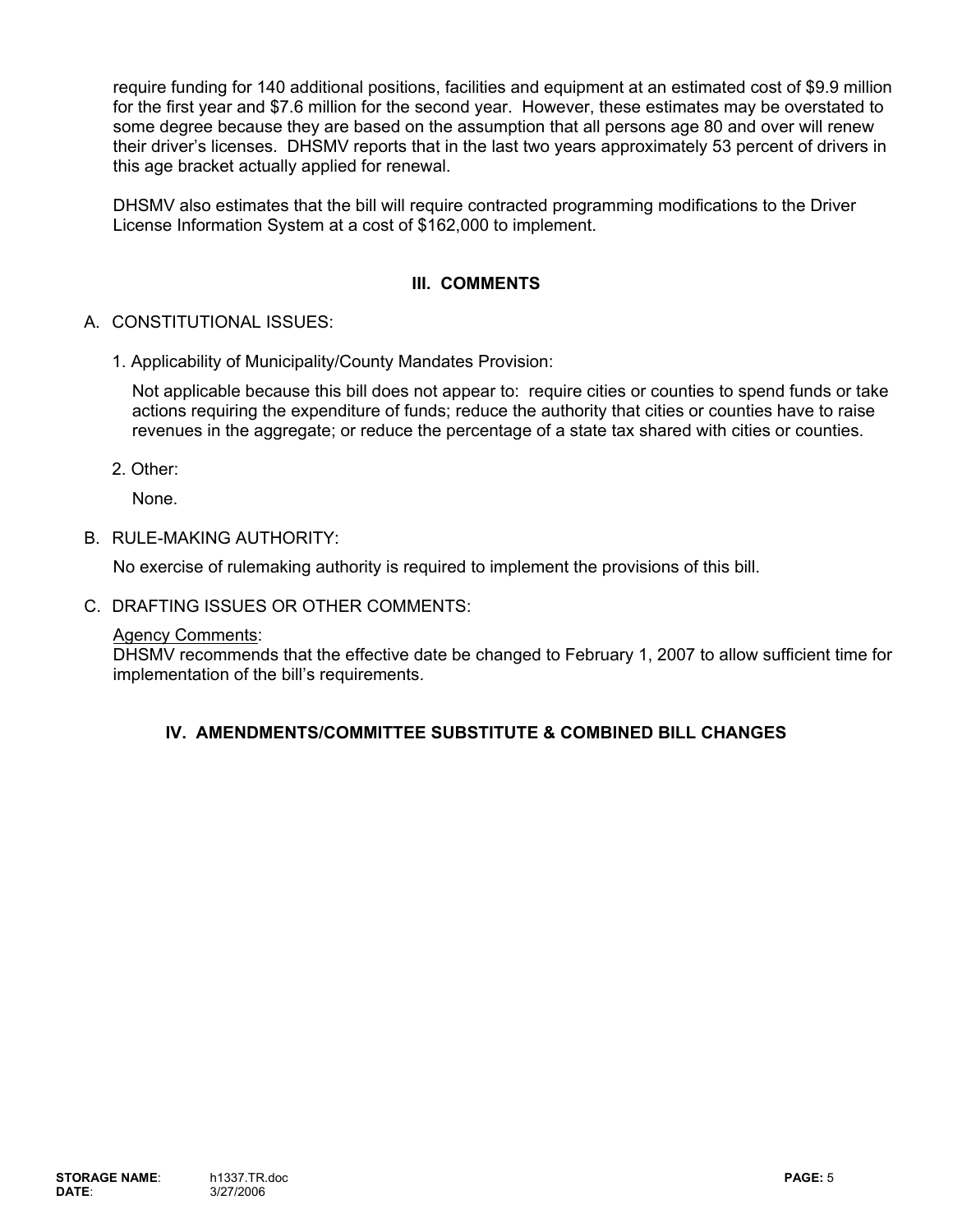require funding for 140 additional positions, facilities and equipment at an estimated cost of $9.9 million for the first year and $7.6 million for the second year. However, these estimates may be overstated to some degree because they are based on the assumption that all persons age 80 and over will renew their driver's licenses. DHSMV reports that in the last two years approximately 53 percent of drivers in this age bracket actually applied for renewal.

DHSMV also estimates that the bill will require contracted programming modifications to the Driver License Information System at a cost of $162,000 to implement.

## III. COMMENTS

### A. CONSTITUTIONAL ISSUES:

1. Applicability of Municipality/County Mandates Provision:

   Not applicable because this bill does not appear to: require cities or counties to spend funds or take actions requiring the expenditure of funds; reduce the authority that cities or counties have to raise revenues in the aggregate; or reduce the percentage of a state tax shared with cities or counties.

2. Other:

   None.

### B. RULE-MAKING AUTHORITY:

No exercise of rulemaking authority is required to implement the provisions of this bill.

### C. DRAFTING ISSUES OR OTHER COMMENTS:

Agency Comments:
DHSMV recommends that the effective date be changed to February 1, 2007 to allow sufficient time for implementation of the bill's requirements.

## IV. AMENDMENTS/COMMITTEE SUBSTITUTE & COMBINED BILL CHANGES